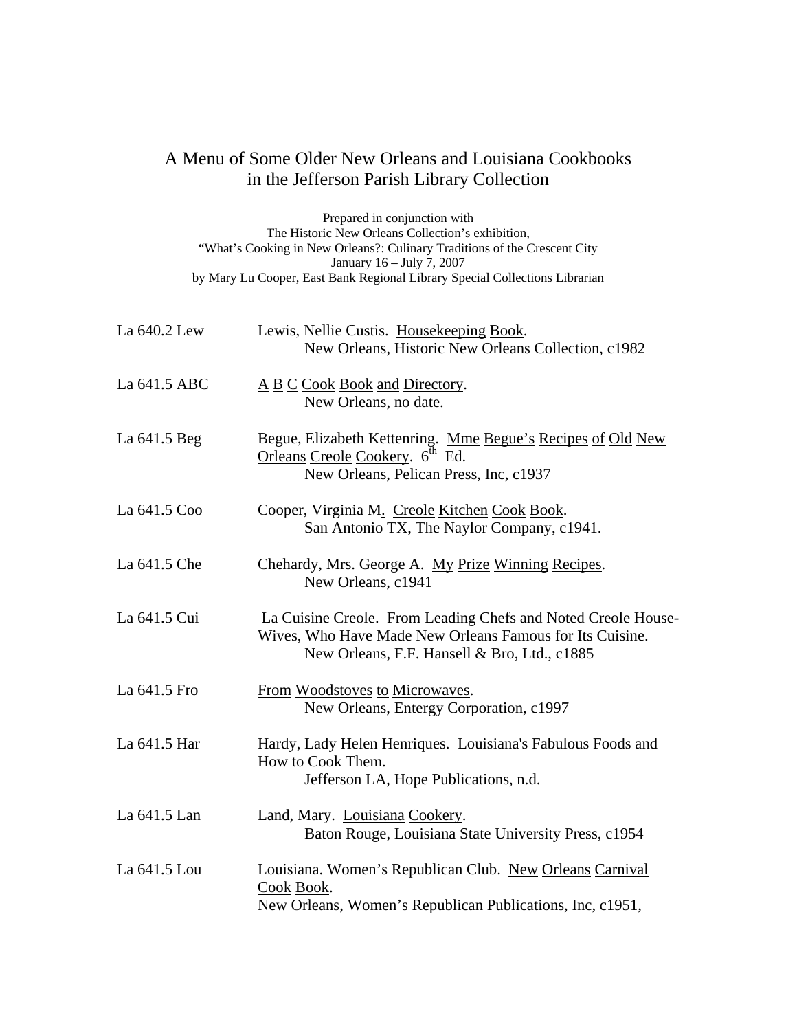# A Menu of Some Older New Orleans and Louisiana Cookbooks in the Jefferson Parish Library Collection

Prepared in conjunction with
The Historic New Orleans Collection's exhibition,
"What's Cooking in New Orleans?: Culinary Traditions of the Crescent City
January 16 – July 7, 2007
by Mary Lu Cooper, East Bank Regional Library Special Collections Librarian

| | |
|---|---|
| La 640.2 Lew | Lewis, Nellie Custis. Housekeeping Book. New Orleans, Historic New Orleans Collection, c1982 |
| La 641.5 ABC | A B C Cook Book and Directory. New Orleans, no date. |
| La 641.5 Beg | Begue, Elizabeth Kettenring. Mme Begue's Recipes of Old New Orleans Creole Cookery. 6th Ed. New Orleans, Pelican Press, Inc, c1937 |
| La 641.5 Coo | Cooper, Virginia M. Creole Kitchen Cook Book. San Antonio TX, The Naylor Company, c1941. |
| La 641.5 Che | Chehardy, Mrs. George A. My Prize Winning Recipes. New Orleans, c1941 |
| La 641.5 Cui | La Cuisine Creole. From Leading Chefs and Noted Creole House-Wives, Who Have Made New Orleans Famous for Its Cuisine. New Orleans, F.F. Hansell & Bro, Ltd., c1885 |
| La 641.5 Fro | From Woodstoves to Microwaves. New Orleans, Entergy Corporation, c1997 |
| La 641.5 Har | Hardy, Lady Helen Henriques. Louisiana's Fabulous Foods and How to Cook Them. Jefferson LA, Hope Publications, n.d. |
| La 641.5 Lan | Land, Mary. Louisiana Cookery. Baton Rouge, Louisiana State University Press, c1954 |
| La 641.5 Lou | Louisiana. Women's Republican Club. New Orleans Carnival Cook Book. New Orleans, Women's Republican Publications, Inc, c1951, |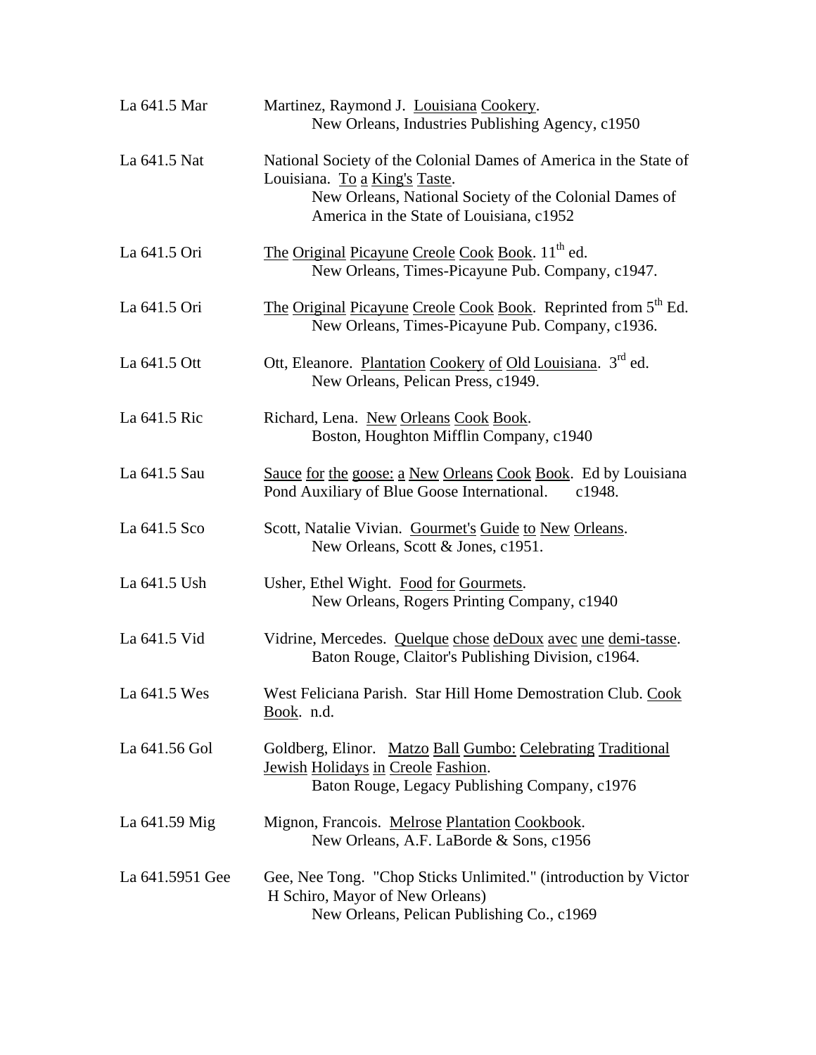| | |
|---|---|
| La 641.5 Mar | Martinez, Raymond J. Louisiana Cookery. New Orleans, Industries Publishing Agency, c1950 |
| La 641.5 Nat | National Society of the Colonial Dames of America in the State of Louisiana. To a King's Taste. New Orleans, National Society of the Colonial Dames of America in the State of Louisiana, c1952 |
| La 641.5 Ori | The Original Picayune Creole Cook Book. 11th ed. New Orleans, Times-Picayune Pub. Company, c1947. |
| La 641.5 Ori | The Original Picayune Creole Cook Book. Reprinted from 5th Ed. New Orleans, Times-Picayune Pub. Company, c1936. |
| La 641.5 Ott | Ott, Eleanore. Plantation Cookery of Old Louisiana. 3rd ed. New Orleans, Pelican Press, c1949. |
| La 641.5 Ric | Richard, Lena. New Orleans Cook Book. Boston, Houghton Mifflin Company, c1940 |
| La 641.5 Sau | Sauce for the goose: a New Orleans Cook Book. Ed by Louisiana Pond Auxiliary of Blue Goose International. c1948. |
| La 641.5 Sco | Scott, Natalie Vivian. Gourmet's Guide to New Orleans. New Orleans, Scott & Jones, c1951. |
| La 641.5 Ush | Usher, Ethel Wight. Food for Gourmets. New Orleans, Rogers Printing Company, c1940 |
| La 641.5 Vid | Vidrine, Mercedes. Quelque chose deDoux avec une demi-tasse. Baton Rouge, Claitor's Publishing Division, c1964. |
| La 641.5 Wes | West Feliciana Parish. Star Hill Home Demostration Club. Cook Book. n.d. |
| La 641.56 Gol | Goldberg, Elinor. Matzo Ball Gumbo: Celebrating Traditional Jewish Holidays in Creole Fashion. Baton Rouge, Legacy Publishing Company, c1976 |
| La 641.59 Mig | Mignon, Francois. Melrose Plantation Cookbook. New Orleans, A.F. LaBorde & Sons, c1956 |
| La 641.5951 Gee | Gee, Nee Tong. "Chop Sticks Unlimited." (introduction by Victor H Schiro, Mayor of New Orleans) New Orleans, Pelican Publishing Co., c1969 |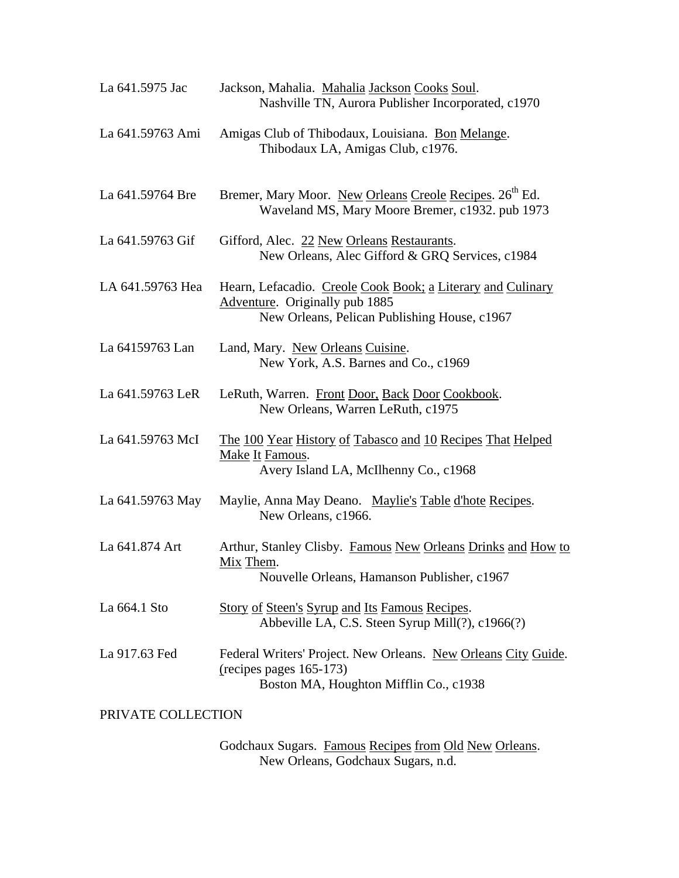| | |
|---|---|
| La 641.5975 Jac | Jackson, Mahalia. Mahalia Jackson Cooks Soul. Nashville TN, Aurora Publisher Incorporated, c1970 |
| La 641.59763 Ami | Amigas Club of Thibodaux, Louisiana. Bon Melange. Thibodaux LA, Amigas Club, c1976. |
| La 641.59764 Bre | Bremer, Mary Moor. New Orleans Creole Recipes. 26th Ed. Waveland MS, Mary Moore Bremer, c1932. pub 1973 |
| La 641.59763 Gif | Gifford, Alec. 22 New Orleans Restaurants. New Orleans, Alec Gifford & GRQ Services, c1984 |
| LA 641.59763 Hea | Hearn, Lefacadio. Creole Cook Book; a Literary and Culinary Adventure. Originally pub 1885 New Orleans, Pelican Publishing House, c1967 |
| La 64159763 Lan | Land, Mary. New Orleans Cuisine. New York, A.S. Barnes and Co., c1969 |
| La 641.59763 LeR | LeRuth, Warren. Front Door, Back Door Cookbook. New Orleans, Warren LeRuth, c1975 |
| La 641.59763 McI | The 100 Year History of Tabasco and 10 Recipes That Helped Make It Famous. Avery Island LA, McIlhenny Co., c1968 |
| La 641.59763 May | Maylie, Anna May Deano. Maylie's Table d'hote Recipes. New Orleans, c1966. |
| La 641.874 Art | Arthur, Stanley Clisby. Famous New Orleans Drinks and How to Mix Them. Nouvelle Orleans, Hamanson Publisher, c1967 |
| La 664.1 Sto | Story of Steen's Syrup and Its Famous Recipes. Abbeville LA, C.S. Steen Syrup Mill(?), c1966(?) |
| La 917.63 Fed | Federal Writers' Project. New Orleans. New Orleans City Guide. (recipes pages 165-173) Boston MA, Houghton Mifflin Co., c1938 |

PRIVATE COLLECTION

Godchaux Sugars. Famous Recipes from Old New Orleans. New Orleans, Godchaux Sugars, n.d.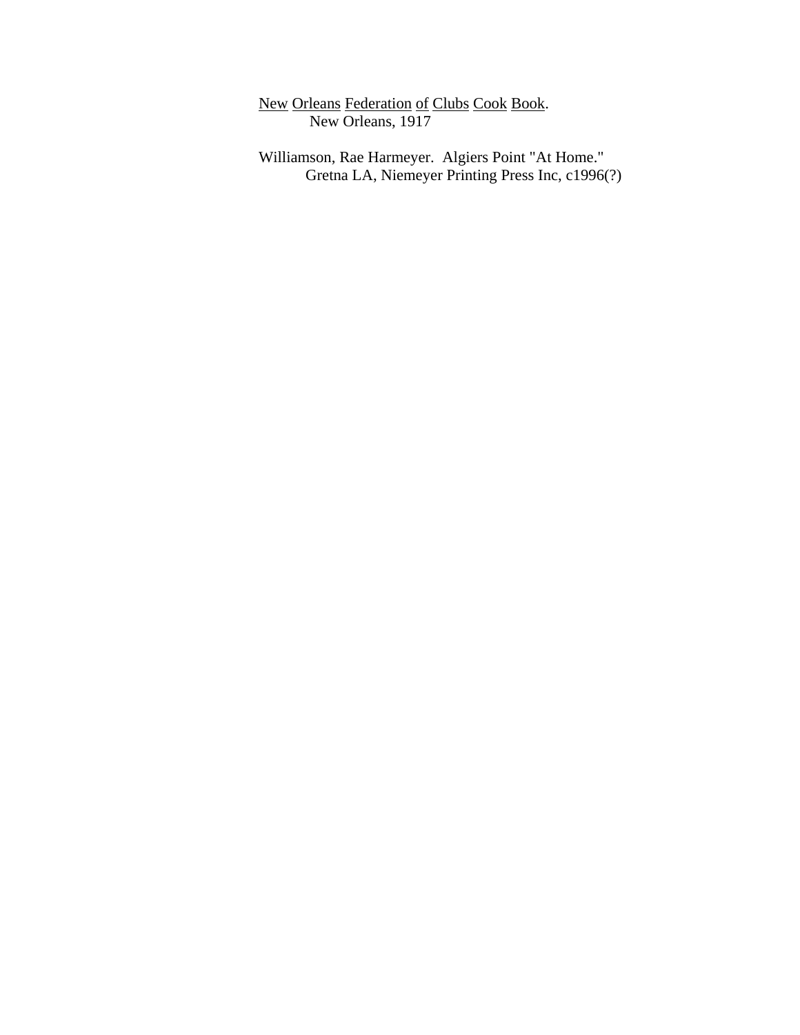New Orleans Federation of Clubs Cook Book.
New Orleans, 1917

Williamson, Rae Harmeyer. Algiers Point "At Home."
Gretna LA, Niemeyer Printing Press Inc, c1996(?)